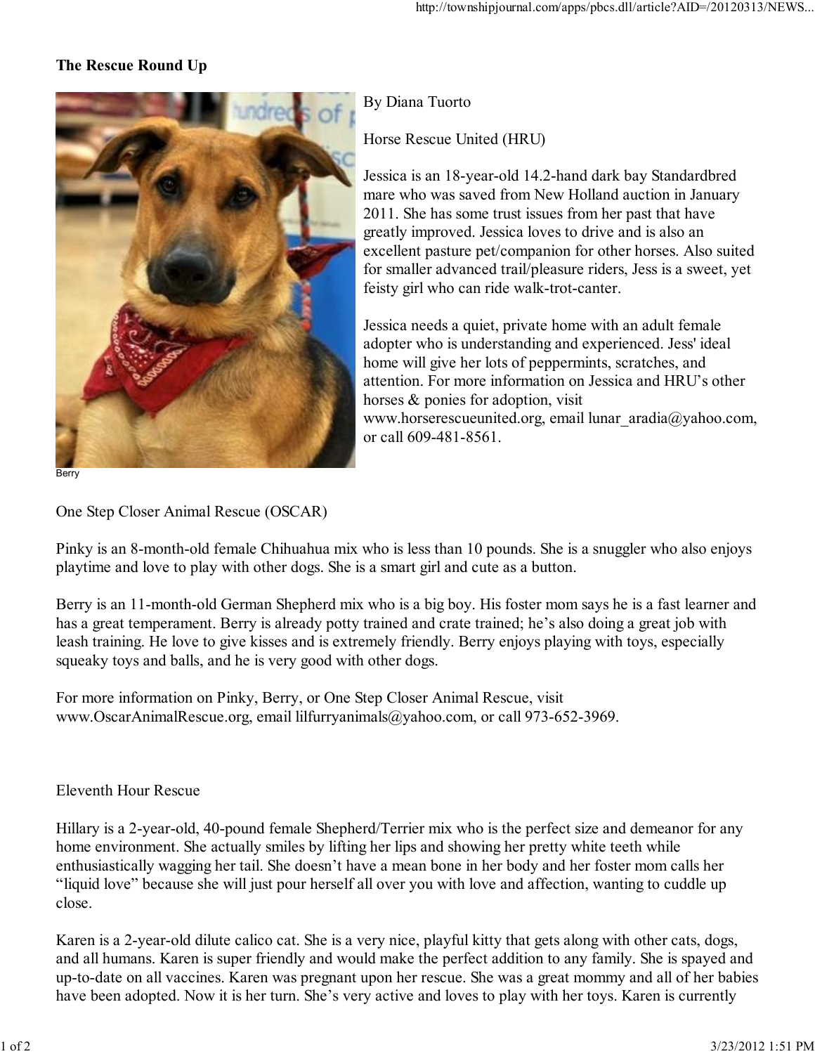# The Rescue Round Up

Berry

By Diana Tuorto

Horse Rescue United (HRU)

Jessica is an 18-year-old 14.2-hand dark bay Standardbred mare who was saved from New Holland auction in January 2011. She has some trust issues from her past that have greatly improved. Jessica loves to drive and is also an excellent pasture pet/companion for other horses. Also suited for smaller advanced trail/pleasure riders, Jess is a sweet, yet feisty girl who can ride walk-trot-canter.

Jessica needs a quiet, private home with an adult female adopter who is understanding and experienced. Jess' ideal home will give her lots of peppermints, scratches, and attention. For more information on Jessica and HRU's other horses & ponies for adoption, visit www.horserescueunited.org, email lunar_aradia@yahoo.com, or call 609-481-8561.

One Step Closer Animal Rescue (OSCAR)

Pinky is an 8-month-old female Chihuahua mix who is less than 10 pounds. She is a snuggler who also enjoys playtime and love to play with other dogs. She is a smart girl and cute as a button.

Berry is an 11-month-old German Shepherd mix who is a big boy. His foster mom says he is a fast learner and has a great temperament. Berry is already potty trained and crate trained; he's also doing a great job with leash training. He love to give kisses and is extremely friendly. Berry enjoys playing with toys, especially squeaky toys and balls, and he is very good with other dogs.

For more information on Pinky, Berry, or One Step Closer Animal Rescue, visit www.OscarAnimalRescue.org, email lilfurryanimals@yahoo.com, or call 973-652-3969.

Eleventh Hour Rescue

Hillary is a 2-year-old, 40-pound female Shepherd/Terrier mix who is the perfect size and demeanor for any home environment. She actually smiles by lifting her lips and showing her pretty white teeth while enthusiastically wagging her tail. She doesn't have a mean bone in her body and her foster mom calls her "liquid love" because she will just pour herself all over you with love and affection, wanting to cuddle up close.

Karen is a 2-year-old dilute calico cat. She is a very nice, playful kitty that gets along with other cats, dogs, and all humans. Karen is super friendly and would make the perfect addition to any family. She is spayed and up-to-date on all vaccines. Karen was pregnant upon her rescue. She was a great mommy and all of her babies have been adopted. Now it is her turn. She's very active and loves to play with her toys. Karen is currently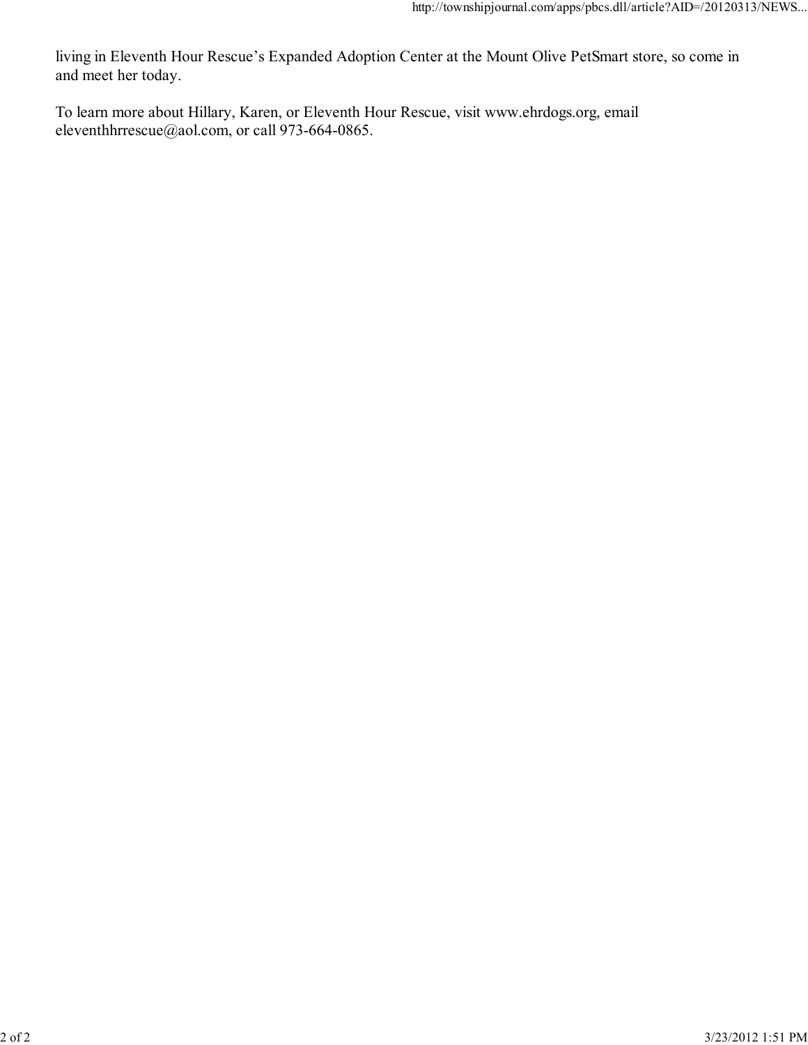living in Eleventh Hour Rescue’s Expanded Adoption Center at the Mount Olive PetSmart store, so come in and meet her today.

To learn more about Hillary, Karen, or Eleventh Hour Rescue, visit www.ehrdogs.org, email eleventhhrrescue@aol.com, or call 973-664-0865.